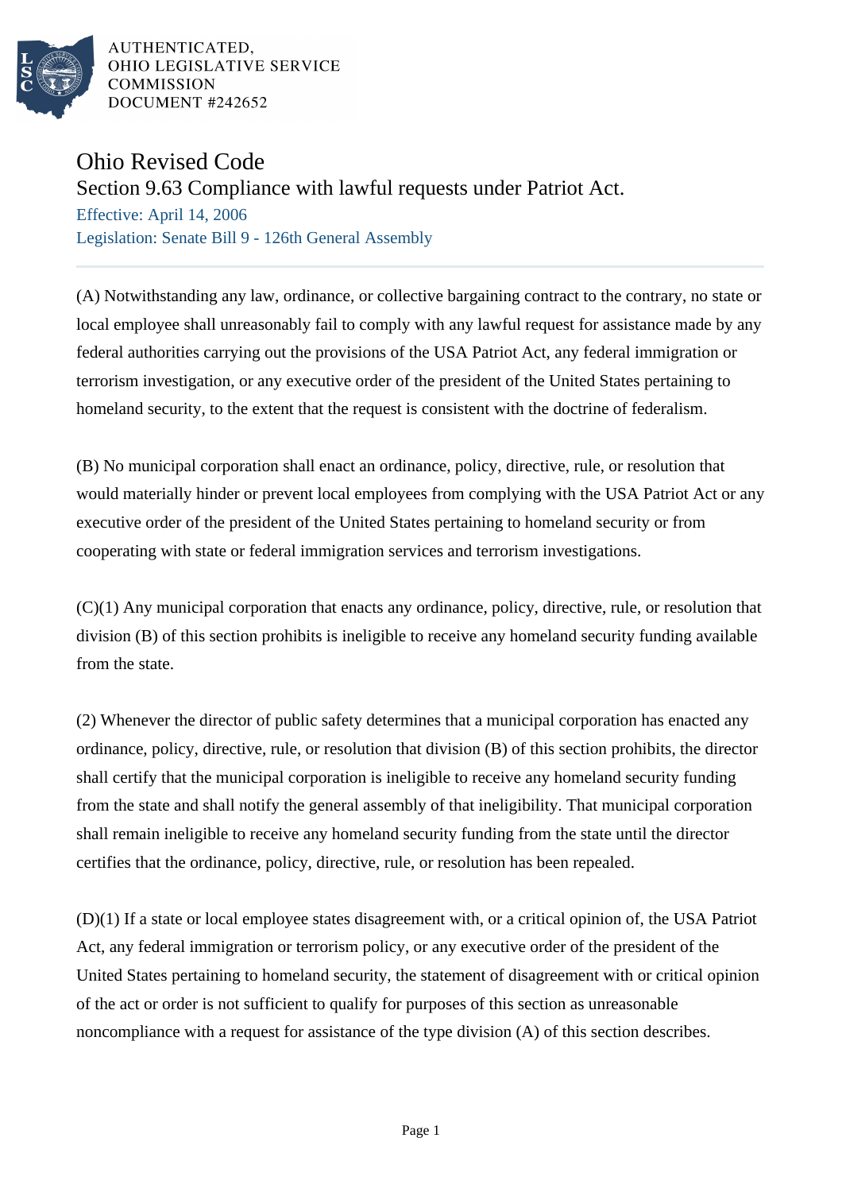AUTHENTICATED,
OHIO LEGISLATIVE SERVICE
COMMISSION
DOCUMENT #242652

# Ohio Revised Code

## Section 9.63 Compliance with lawful requests under Patriot Act.

Effective: April 14, 2006

Legislation: Senate Bill 9 - 126th General Assembly

---

(A) Notwithstanding any law, ordinance, or collective bargaining contract to the contrary, no state or local employee shall unreasonably fail to comply with any lawful request for assistance made by any federal authorities carrying out the provisions of the USA Patriot Act, any federal immigration or terrorism investigation, or any executive order of the president of the United States pertaining to homeland security, to the extent that the request is consistent with the doctrine of federalism.

(B) No municipal corporation shall enact an ordinance, policy, directive, rule, or resolution that would materially hinder or prevent local employees from complying with the USA Patriot Act or any executive order of the president of the United States pertaining to homeland security or from cooperating with state or federal immigration services and terrorism investigations.

(C)(1) Any municipal corporation that enacts any ordinance, policy, directive, rule, or resolution that division (B) of this section prohibits is ineligible to receive any homeland security funding available from the state.

(2) Whenever the director of public safety determines that a municipal corporation has enacted any ordinance, policy, directive, rule, or resolution that division (B) of this section prohibits, the director shall certify that the municipal corporation is ineligible to receive any homeland security funding from the state and shall notify the general assembly of that ineligibility. That municipal corporation shall remain ineligible to receive any homeland security funding from the state until the director certifies that the ordinance, policy, directive, rule, or resolution has been repealed.

(D)(1) If a state or local employee states disagreement with, or a critical opinion of, the USA Patriot Act, any federal immigration or terrorism policy, or any executive order of the president of the United States pertaining to homeland security, the statement of disagreement with or critical opinion of the act or order is not sufficient to qualify for purposes of this section as unreasonable noncompliance with a request for assistance of the type division (A) of this section describes.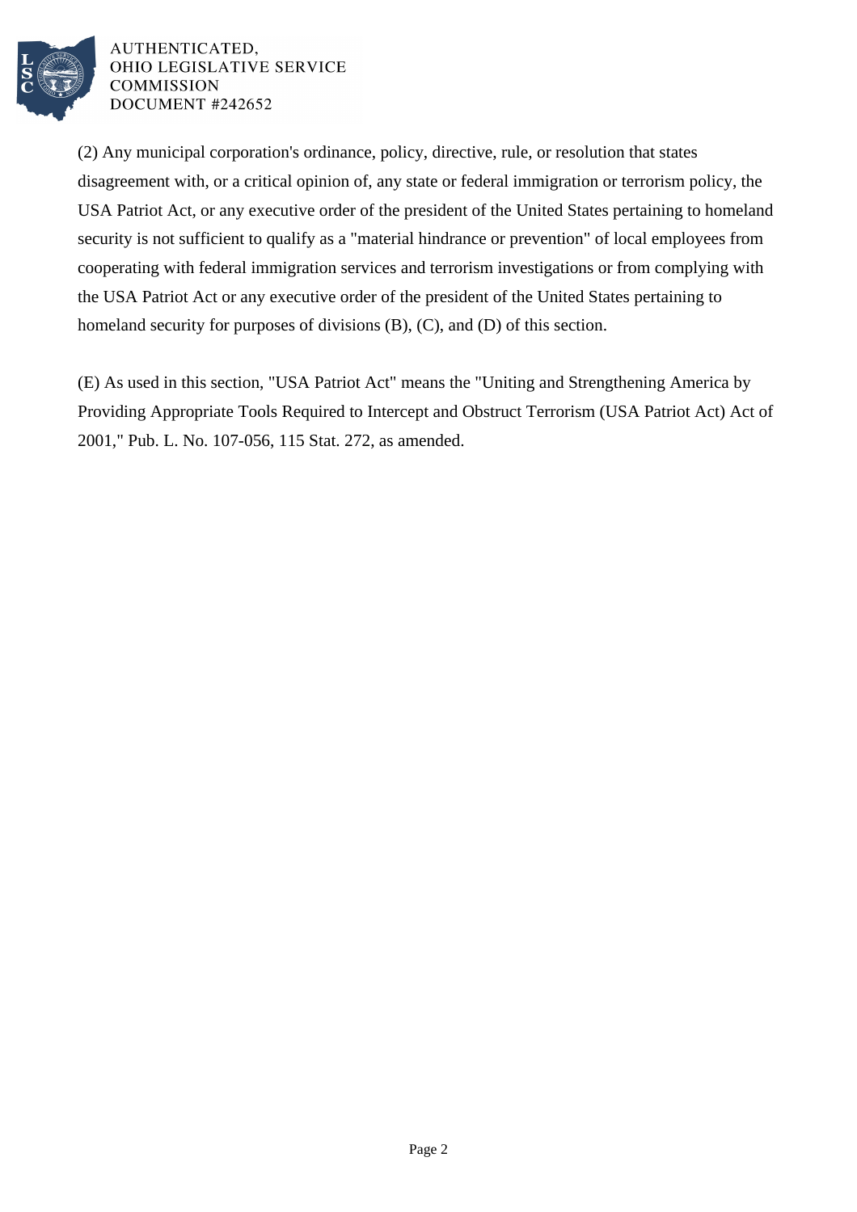(2) Any municipal corporation's ordinance, policy, directive, rule, or resolution that states disagreement with, or a critical opinion of, any state or federal immigration or terrorism policy, the USA Patriot Act, or any executive order of the president of the United States pertaining to homeland security is not sufficient to qualify as a "material hindrance or prevention" of local employees from cooperating with federal immigration services and terrorism investigations or from complying with the USA Patriot Act or any executive order of the president of the United States pertaining to homeland security for purposes of divisions (B), (C), and (D) of this section.

(E) As used in this section, "USA Patriot Act" means the "Uniting and Strengthening America by Providing Appropriate Tools Required to Intercept and Obstruct Terrorism (USA Patriot Act) Act of 2001," Pub. L. No. 107-056, 115 Stat. 272, as amended.